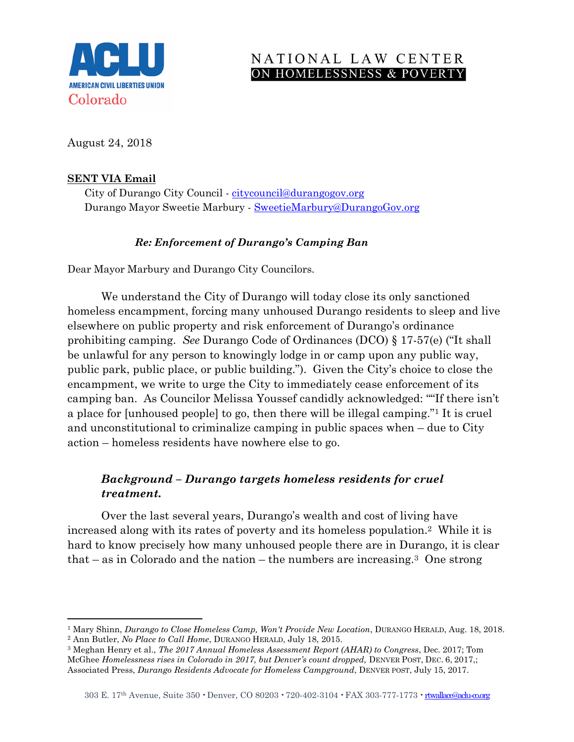NATIONAL LAW CENTER ON HOMELESSNESS & POVERTY

ACLU AMERICAN CIVIL LIBERTIES UNION Colorado

August 24, 2018

**SENT VIA Email**

City of Durango City Council - citycouncil@durangogov.org
Durango Mayor Sweetie Marbury - SweetieMarbury@DurangoGov.org

***Re: Enforcement of Durango's Camping Ban***

Dear Mayor Marbury and Durango City Councilors.

We understand the City of Durango will today close its only sanctioned homeless encampment, forcing many unhoused Durango residents to sleep and live elsewhere on public property and risk enforcement of Durango's ordinance prohibiting camping. *See* Durango Code of Ordinances (DCO) § 17-57(e) ("It shall be unlawful for any person to knowingly lodge in or camp upon any public way, public park, public place, or public building."). Given the City's choice to close the encampment, we write to urge the City to immediately cease enforcement of its camping ban. As Councilor Melissa Youssef candidly acknowledged: ""If there isn't a place for [unhoused people] to go, then there will be illegal camping."[1] It is cruel and unconstitutional to criminalize camping in public spaces when – due to City action – homeless residents have nowhere else to go.

### *Background – Durango targets homeless residents for cruel treatment.*

Over the last several years, Durango's wealth and cost of living have increased along with its rates of poverty and its homeless population.[2] While it is hard to know precisely how many unhoused people there are in Durango, it is clear that – as in Colorado and the nation – the numbers are increasing.[3] One strong

---

[1] Mary Shinn, *Durango to Close Homeless Camp, Won't Provide New Location*, DURANGO HERALD, Aug. 18, 2018.
[2] Ann Butler, *No Place to Call Home*, DURANGO HERALD, July 18, 2015.
[3] Meghan Henry et al., *The 2017 Annual Homeless Assessment Report (AHAR) to Congress*, Dec. 2017; Tom McGhee *Homelessness rises in Colorado in 2017, but Denver's count dropped,* DENVER POST, DEC. 6, 2017,; Associated Press, *Durango Residents Advocate for Homeless Campground*, DENVER POST, July 15, 2017.

303 E. 17th Avenue, Suite 350 • Denver, CO 80203 • 720-402-3104 • FAX 303-777-1773 • rtwallace@aclu-co.org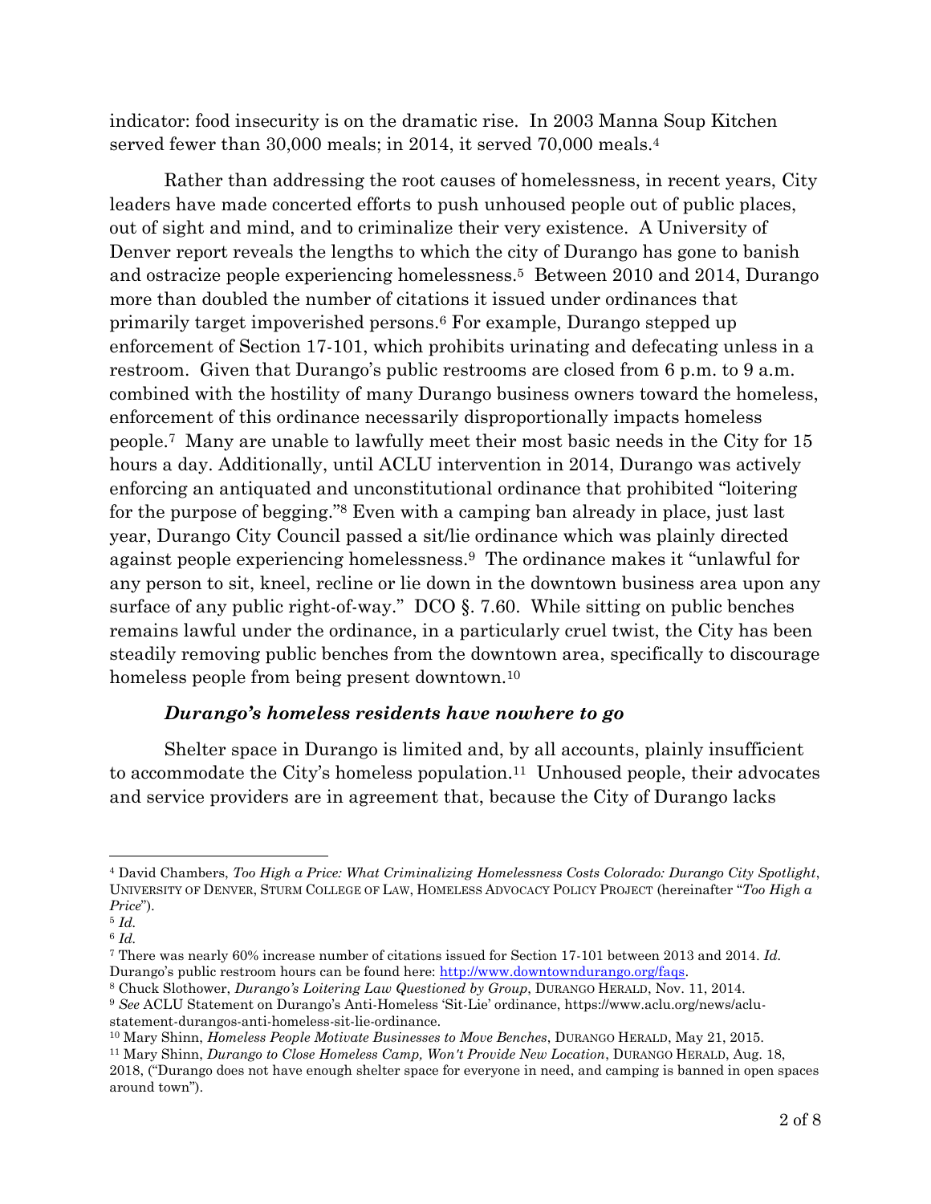indicator: food insecurity is on the dramatic rise. In 2003 Manna Soup Kitchen served fewer than 30,000 meals; in 2014, it served 70,000 meals.[4]

Rather than addressing the root causes of homelessness, in recent years, City leaders have made concerted efforts to push unhoused people out of public places, out of sight and mind, and to criminalize their very existence. A University of Denver report reveals the lengths to which the city of Durango has gone to banish and ostracize people experiencing homelessness.[5] Between 2010 and 2014, Durango more than doubled the number of citations it issued under ordinances that primarily target impoverished persons.[6] For example, Durango stepped up enforcement of Section 17-101, which prohibits urinating and defecating unless in a restroom. Given that Durango's public restrooms are closed from 6 p.m. to 9 a.m. combined with the hostility of many Durango business owners toward the homeless, enforcement of this ordinance necessarily disproportionally impacts homeless people.[7] Many are unable to lawfully meet their most basic needs in the City for 15 hours a day. Additionally, until ACLU intervention in 2014, Durango was actively enforcing an antiquated and unconstitutional ordinance that prohibited "loitering for the purpose of begging."[8] Even with a camping ban already in place, just last year, Durango City Council passed a sit/lie ordinance which was plainly directed against people experiencing homelessness.[9] The ordinance makes it "unlawful for any person to sit, kneel, recline or lie down in the downtown business area upon any surface of any public right-of-way." DCO §. 7.60. While sitting on public benches remains lawful under the ordinance, in a particularly cruel twist, the City has been steadily removing public benches from the downtown area, specifically to discourage homeless people from being present downtown.[10]

***Durango's homeless residents have nowhere to go***

Shelter space in Durango is limited and, by all accounts, plainly insufficient to accommodate the City's homeless population.[11] Unhoused people, their advocates and service providers are in agreement that, because the City of Durango lacks

---

[4] David Chambers, *Too High a Price: What Criminalizing Homelessness Costs Colorado: Durango City Spotlight*, UNIVERSITY OF DENVER, STURM COLLEGE OF LAW, HOMELESS ADVOCACY POLICY PROJECT (hereinafter "*Too High a Price*").

[5] *Id.*

[6] *Id.*

[7] There was nearly 60% increase number of citations issued for Section 17-101 between 2013 and 2014. *Id.* Durango's public restroom hours can be found here: http://www.downtowndurango.org/faqs.

[8] Chuck Slothower, *Durango's Loitering Law Questioned by Group*, DURANGO HERALD, Nov. 11, 2014.

[9] *See* ACLU Statement on Durango's Anti-Homeless 'Sit-Lie' ordinance, https://www.aclu.org/news/aclu-statement-durangos-anti-homeless-sit-lie-ordinance.

[10] Mary Shinn, *Homeless People Motivate Businesses to Move Benches*, DURANGO HERALD, May 21, 2015.

[11] Mary Shinn, *Durango to Close Homeless Camp, Won't Provide New Location*, DURANGO HERALD, Aug. 18, 2018, ("Durango does not have enough shelter space for everyone in need, and camping is banned in open spaces around town").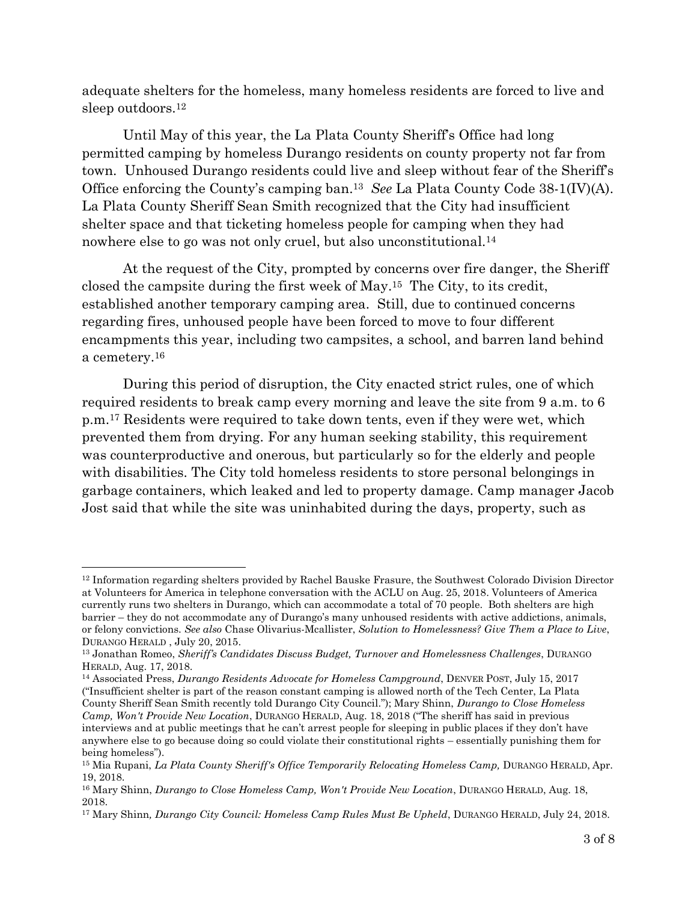adequate shelters for the homeless, many homeless residents are forced to live and sleep outdoors.[12]

Until May of this year, the La Plata County Sheriff's Office had long permitted camping by homeless Durango residents on county property not far from town. Unhoused Durango residents could live and sleep without fear of the Sheriff's Office enforcing the County's camping ban.[13] *See* La Plata County Code 38-1(IV)(A). La Plata County Sheriff Sean Smith recognized that the City had insufficient shelter space and that ticketing homeless people for camping when they had nowhere else to go was not only cruel, but also unconstitutional.[14]

At the request of the City, prompted by concerns over fire danger, the Sheriff closed the campsite during the first week of May.[15] The City, to its credit, established another temporary camping area. Still, due to continued concerns regarding fires, unhoused people have been forced to move to four different encampments this year, including two campsites, a school, and barren land behind a cemetery.[16]

During this period of disruption, the City enacted strict rules, one of which required residents to break camp every morning and leave the site from 9 a.m. to 6 p.m.[17] Residents were required to take down tents, even if they were wet, which prevented them from drying. For any human seeking stability, this requirement was counterproductive and onerous, but particularly so for the elderly and people with disabilities. The City told homeless residents to store personal belongings in garbage containers, which leaked and led to property damage. Camp manager Jacob Jost said that while the site was uninhabited during the days, property, such as

---

[12] Information regarding shelters provided by Rachel Bauske Frasure, the Southwest Colorado Division Director at Volunteers for America in telephone conversation with the ACLU on Aug. 25, 2018. Volunteers of America currently runs two shelters in Durango, which can accommodate a total of 70 people. Both shelters are high barrier – they do not accommodate any of Durango's many unhoused residents with active addictions, animals, or felony convictions. *See also* Chase Olivarius-Mcallister, *Solution to Homelessness? Give Them a Place to Live*, DURANGO HERALD , July 20, 2015.

[13] Jonathan Romeo, *Sheriff's Candidates Discuss Budget, Turnover and Homelessness Challenges*, DURANGO HERALD, Aug. 17, 2018.

[14] Associated Press, *Durango Residents Advocate for Homeless Campground*, DENVER POST, July 15, 2017 ("Insufficient shelter is part of the reason constant camping is allowed north of the Tech Center, La Plata County Sheriff Sean Smith recently told Durango City Council."); Mary Shinn, *Durango to Close Homeless Camp, Won't Provide New Location*, DURANGO HERALD, Aug. 18, 2018 ("The sheriff has said in previous interviews and at public meetings that he can't arrest people for sleeping in public places if they don't have anywhere else to go because doing so could violate their constitutional rights – essentially punishing them for being homeless").

[15] Mia Rupani, *La Plata County Sheriff's Office Temporarily Relocating Homeless Camp,* DURANGO HERALD, Apr. 19, 2018.

[16] Mary Shinn, *Durango to Close Homeless Camp, Won't Provide New Location*, DURANGO HERALD, Aug. 18, 2018.

[17] Mary Shinn*, Durango City Council: Homeless Camp Rules Must Be Upheld*, DURANGO HERALD, July 24, 2018.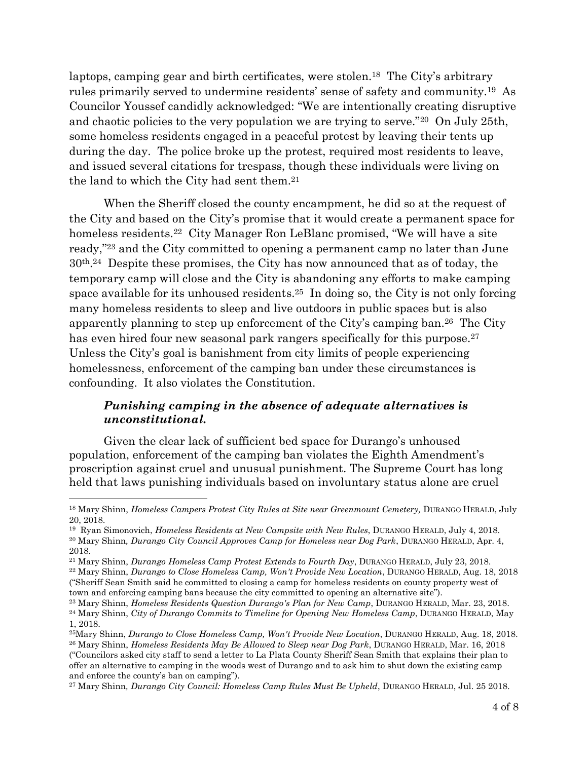laptops, camping gear and birth certificates, were stolen.[18] The City's arbitrary rules primarily served to undermine residents' sense of safety and community.[19] As Councilor Youssef candidly acknowledged: "We are intentionally creating disruptive and chaotic policies to the very population we are trying to serve."[20] On July 25th, some homeless residents engaged in a peaceful protest by leaving their tents up during the day. The police broke up the protest, required most residents to leave, and issued several citations for trespass, though these individuals were living on the land to which the City had sent them.[21]

When the Sheriff closed the county encampment, he did so at the request of the City and based on the City's promise that it would create a permanent space for homeless residents.[22] City Manager Ron LeBlanc promised, "We will have a site ready,"[23] and the City committed to opening a permanent camp no later than June 30th.[24] Despite these promises, the City has now announced that as of today, the temporary camp will close and the City is abandoning any efforts to make camping space available for its unhoused residents.[25] In doing so, the City is not only forcing many homeless residents to sleep and live outdoors in public spaces but is also apparently planning to step up enforcement of the City's camping ban.[26] The City has even hired four new seasonal park rangers specifically for this purpose.[27] Unless the City's goal is banishment from city limits of people experiencing homelessness, enforcement of the camping ban under these circumstances is confounding. It also violates the Constitution.

### *Punishing camping in the absence of adequate alternatives is unconstitutional.*

Given the clear lack of sufficient bed space for Durango's unhoused population, enforcement of the camping ban violates the Eighth Amendment's proscription against cruel and unusual punishment. The Supreme Court has long held that laws punishing individuals based on involuntary status alone are cruel

---

[18] Mary Shinn, *Homeless Campers Protest City Rules at Site near Greenmount Cemetery,* DURANGO HERALD, July 20, 2018.

[19] Ryan Simonovich, *Homeless Residents at New Campsite with New Rules*, DURANGO HERALD, July 4, 2018.

[20] Mary Shinn*, Durango City Council Approves Camp for Homeless near Dog Park*, DURANGO HERALD, Apr. 4, 2018.

[21] Mary Shinn, *Durango Homeless Camp Protest Extends to Fourth Day*, DURANGO HERALD, July 23, 2018.

[22] Mary Shinn, *Durango to Close Homeless Camp, Won't Provide New Location*, DURANGO HERALD, Aug. 18, 2018 ("Sheriff Sean Smith said he committed to closing a camp for homeless residents on county property west of town and enforcing camping bans because the city committed to opening an alternative site").

[23] Mary Shinn, *Homeless Residents Question Durango's Plan for New Camp*, DURANGO HERALD, Mar. 23, 2018.

[24] Mary Shinn, *City of Durango Commits to Timeline for Opening New Homeless Camp*, DURANGO HERALD, May 1, 2018.

[25] Mary Shinn, *Durango to Close Homeless Camp, Won't Provide New Location*, DURANGO HERALD, Aug. 18, 2018.

[26] Mary Shinn, *Homeless Residents May Be Allowed to Sleep near Dog Park*, DURANGO HERALD, Mar. 16, 2018 ("Councilors asked city staff to send a letter to La Plata County Sheriff Sean Smith that explains their plan to offer an alternative to camping in the woods west of Durango and to ask him to shut down the existing camp and enforce the county's ban on camping").

[27] Mary Shinn*, Durango City Council: Homeless Camp Rules Must Be Upheld*, DURANGO HERALD, Jul. 25 2018.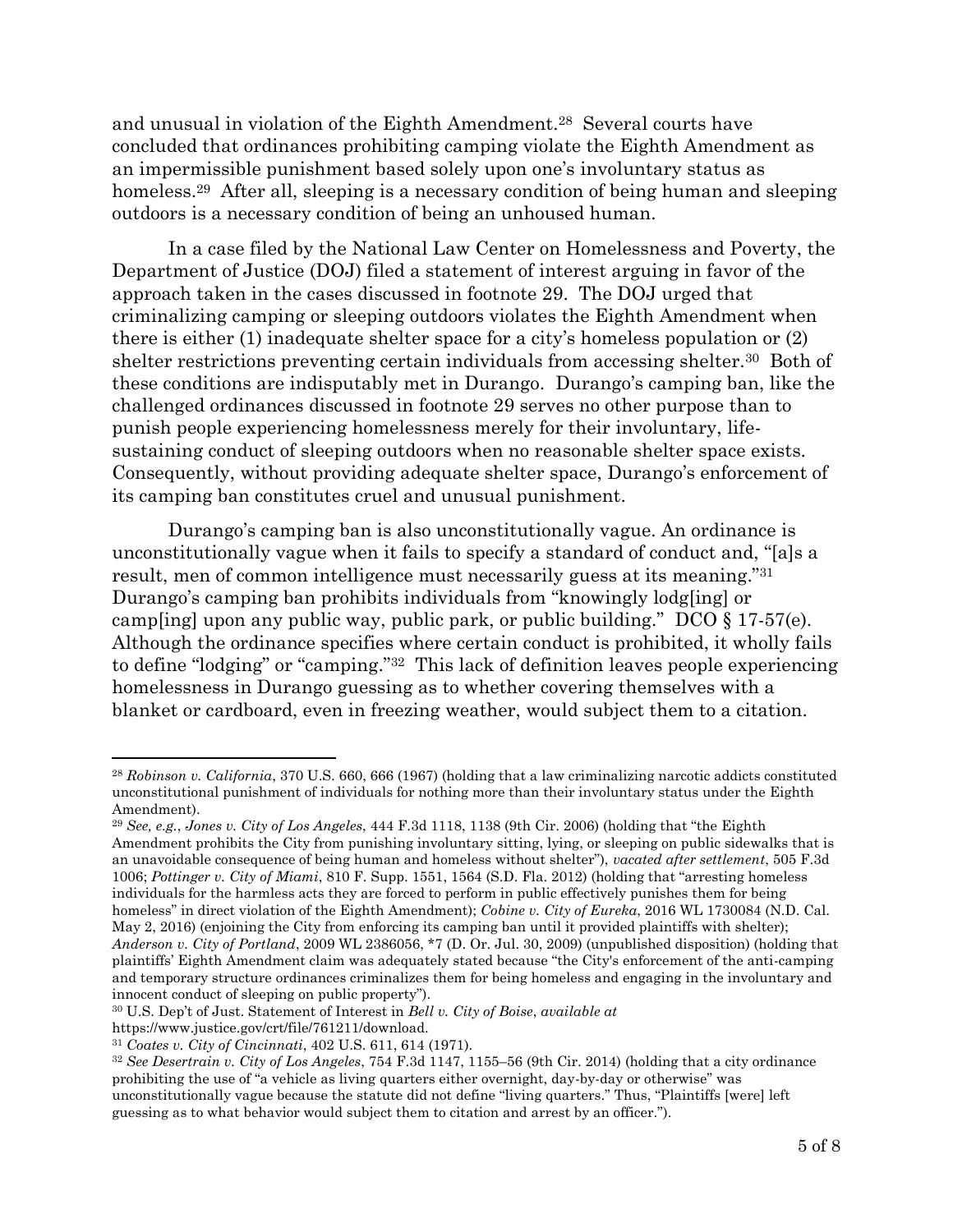and unusual in violation of the Eighth Amendment.[28] Several courts have concluded that ordinances prohibiting camping violate the Eighth Amendment as an impermissible punishment based solely upon one's involuntary status as homeless.[29] After all, sleeping is a necessary condition of being human and sleeping outdoors is a necessary condition of being an unhoused human.

In a case filed by the National Law Center on Homelessness and Poverty, the Department of Justice (DOJ) filed a statement of interest arguing in favor of the approach taken in the cases discussed in footnote 29. The DOJ urged that criminalizing camping or sleeping outdoors violates the Eighth Amendment when there is either (1) inadequate shelter space for a city's homeless population or (2) shelter restrictions preventing certain individuals from accessing shelter.[30] Both of these conditions are indisputably met in Durango. Durango's camping ban, like the challenged ordinances discussed in footnote 29 serves no other purpose than to punish people experiencing homelessness merely for their involuntary, life-sustaining conduct of sleeping outdoors when no reasonable shelter space exists. Consequently, without providing adequate shelter space, Durango's enforcement of its camping ban constitutes cruel and unusual punishment.

Durango's camping ban is also unconstitutionally vague. An ordinance is unconstitutionally vague when it fails to specify a standard of conduct and, "[a]s a result, men of common intelligence must necessarily guess at its meaning."[31] Durango's camping ban prohibits individuals from "knowingly lodg[ing] or camp[ing] upon any public way, public park, or public building." DCO § 17-57(e). Although the ordinance specifies where certain conduct is prohibited, it wholly fails to define "lodging" or "camping."[32] This lack of definition leaves people experiencing homelessness in Durango guessing as to whether covering themselves with a blanket or cardboard, even in freezing weather, would subject them to a citation.

---

[28] *Robinson v. California*, 370 U.S. 660, 666 (1967) (holding that a law criminalizing narcotic addicts constituted unconstitutional punishment of individuals for nothing more than their involuntary status under the Eighth Amendment).

[29] *See, e.g.*, *Jones v. City of Los Angeles*, 444 F.3d 1118, 1138 (9th Cir. 2006) (holding that "the Eighth Amendment prohibits the City from punishing involuntary sitting, lying, or sleeping on public sidewalks that is an unavoidable consequence of being human and homeless without shelter"), *vacated after settlement*, 505 F.3d 1006; *Pottinger v. City of Miami*, 810 F. Supp. 1551, 1564 (S.D. Fla. 2012) (holding that "arresting homeless individuals for the harmless acts they are forced to perform in public effectively punishes them for being homeless" in direct violation of the Eighth Amendment); *Cobine v. City of Eureka*, 2016 WL 1730084 (N.D. Cal. May 2, 2016) (enjoining the City from enforcing its camping ban until it provided plaintiffs with shelter); *Anderson v. City of Portland*, 2009 WL 2386056, *7 (D. Or. Jul. 30, 2009) (unpublished disposition) (holding that plaintiffs' Eighth Amendment claim was adequately stated because "the City's enforcement of the anti-camping and temporary structure ordinances criminalizes them for being homeless and engaging in the involuntary and innocent conduct of sleeping on public property").

[30] U.S. Dep't of Just. Statement of Interest in *Bell v. City of Boise*, *available at* https://www.justice.gov/crt/file/761211/download.

[31] *Coates v. City of Cincinnati*, 402 U.S. 611, 614 (1971).

[32] *See Desertrain v. City of Los Angeles*, 754 F.3d 1147, 1155–56 (9th Cir. 2014) (holding that a city ordinance prohibiting the use of "a vehicle as living quarters either overnight, day-by-day or otherwise" was unconstitutionally vague because the statute did not define "living quarters." Thus, "Plaintiffs [were] left guessing as to what behavior would subject them to citation and arrest by an officer.").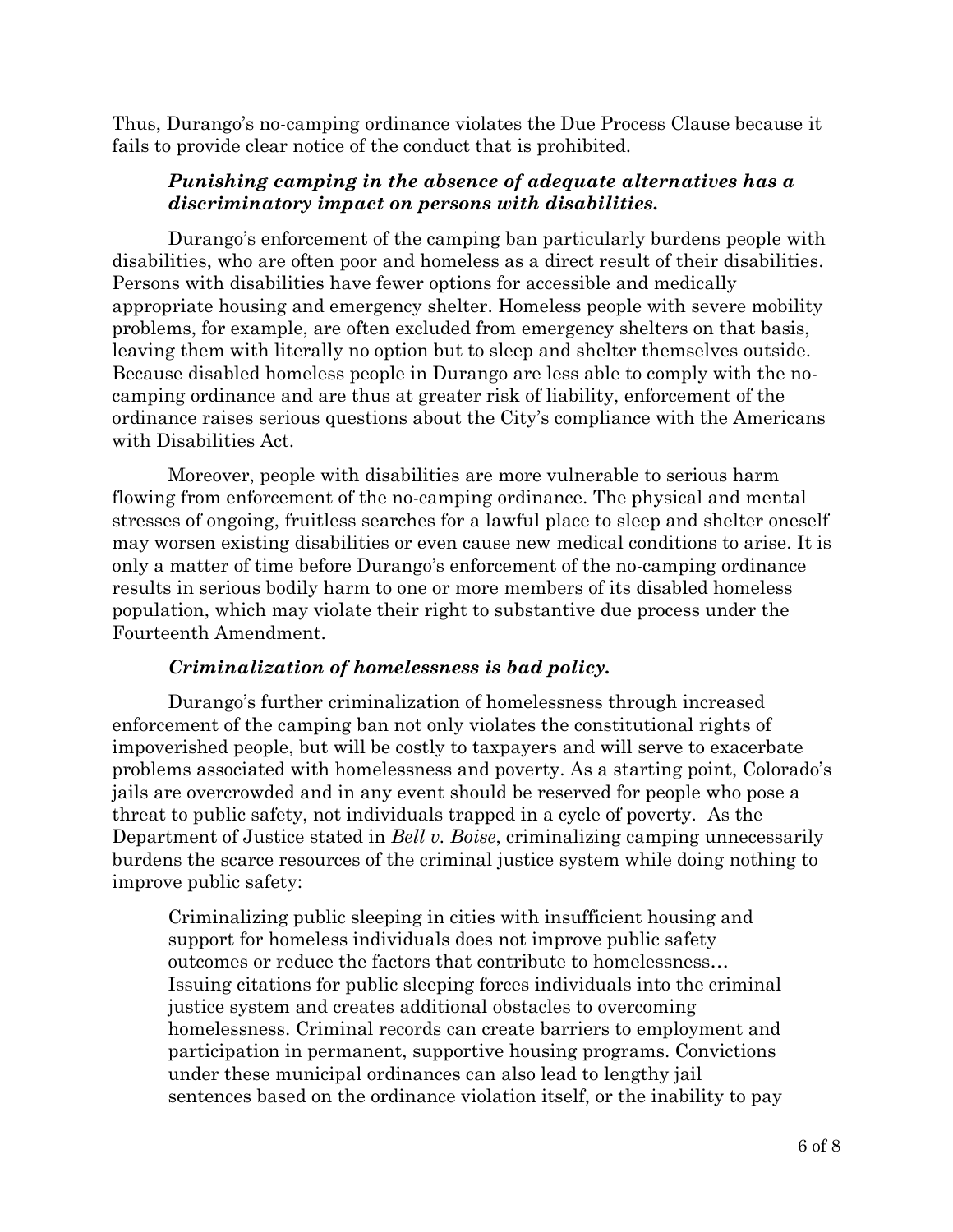Thus, Durango's no-camping ordinance violates the Due Process Clause because it fails to provide clear notice of the conduct that is prohibited.

### *Punishing camping in the absence of adequate alternatives has a discriminatory impact on persons with disabilities.*

Durango's enforcement of the camping ban particularly burdens people with disabilities, who are often poor and homeless as a direct result of their disabilities. Persons with disabilities have fewer options for accessible and medically appropriate housing and emergency shelter. Homeless people with severe mobility problems, for example, are often excluded from emergency shelters on that basis, leaving them with literally no option but to sleep and shelter themselves outside. Because disabled homeless people in Durango are less able to comply with the no-camping ordinance and are thus at greater risk of liability, enforcement of the ordinance raises serious questions about the City's compliance with the Americans with Disabilities Act.

Moreover, people with disabilities are more vulnerable to serious harm flowing from enforcement of the no-camping ordinance. The physical and mental stresses of ongoing, fruitless searches for a lawful place to sleep and shelter oneself may worsen existing disabilities or even cause new medical conditions to arise. It is only a matter of time before Durango's enforcement of the no-camping ordinance results in serious bodily harm to one or more members of its disabled homeless population, which may violate their right to substantive due process under the Fourteenth Amendment.

### *Criminalization of homelessness is bad policy.*

Durango's further criminalization of homelessness through increased enforcement of the camping ban not only violates the constitutional rights of impoverished people, but will be costly to taxpayers and will serve to exacerbate problems associated with homelessness and poverty. As a starting point, Colorado's jails are overcrowded and in any event should be reserved for people who pose a threat to public safety, not individuals trapped in a cycle of poverty. As the Department of Justice stated in *Bell v. Boise*, criminalizing camping unnecessarily burdens the scarce resources of the criminal justice system while doing nothing to improve public safety:

> Criminalizing public sleeping in cities with insufficient housing and support for homeless individuals does not improve public safety outcomes or reduce the factors that contribute to homelessness… Issuing citations for public sleeping forces individuals into the criminal justice system and creates additional obstacles to overcoming homelessness. Criminal records can create barriers to employment and participation in permanent, supportive housing programs. Convictions under these municipal ordinances can also lead to lengthy jail sentences based on the ordinance violation itself, or the inability to pay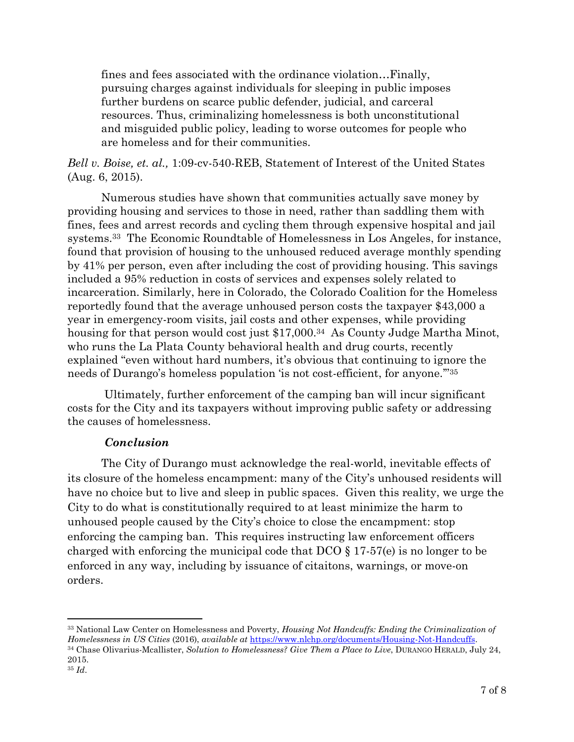> fines and fees associated with the ordinance violation…Finally, pursuing charges against individuals for sleeping in public imposes further burdens on scarce public defender, judicial, and carceral resources. Thus, criminalizing homelessness is both unconstitutional and misguided public policy, leading to worse outcomes for people who are homeless and for their communities.

*Bell v. Boise, et. al.,* 1:09-cv-540-REB, Statement of Interest of the United States (Aug. 6, 2015).

Numerous studies have shown that communities actually save money by providing housing and services to those in need, rather than saddling them with fines, fees and arrest records and cycling them through expensive hospital and jail systems.[33] The Economic Roundtable of Homelessness in Los Angeles, for instance, found that provision of housing to the unhoused reduced average monthly spending by 41% per person, even after including the cost of providing housing. This savings included a 95% reduction in costs of services and expenses solely related to incarceration. Similarly, here in Colorado, the Colorado Coalition for the Homeless reportedly found that the average unhoused person costs the taxpayer $43,000 a year in emergency-room visits, jail costs and other expenses, while providing housing for that person would cost just $17,000.[34] As County Judge Martha Minot, who runs the La Plata County behavioral health and drug courts, recently explained "even without hard numbers, it's obvious that continuing to ignore the needs of Durango's homeless population 'is not cost-efficient, for anyone.'"[35]

Ultimately, further enforcement of the camping ban will incur significant costs for the City and its taxpayers without improving public safety or addressing the causes of homelessness.

### *Conclusion*

The City of Durango must acknowledge the real-world, inevitable effects of its closure of the homeless encampment: many of the City's unhoused residents will have no choice but to live and sleep in public spaces. Given this reality, we urge the City to do what is constitutionally required to at least minimize the harm to unhoused people caused by the City's choice to close the encampment: stop enforcing the camping ban. This requires instructing law enforcement officers charged with enforcing the municipal code that DCO § 17-57(e) is no longer to be enforced in any way, including by issuance of citaitons, warnings, or move-on orders.

---

[33] National Law Center on Homelessness and Poverty, *Housing Not Handcuffs: Ending the Criminalization of Homelessness in US Cities* (2016), *available at* https://www.nlchp.org/documents/Housing-Not-Handcuffs.

[34] Chase Olivarius-Mcallister, *Solution to Homelessness? Give Them a Place to Live*, DURANGO HERALD, July 24, 2015.

[35] *Id*.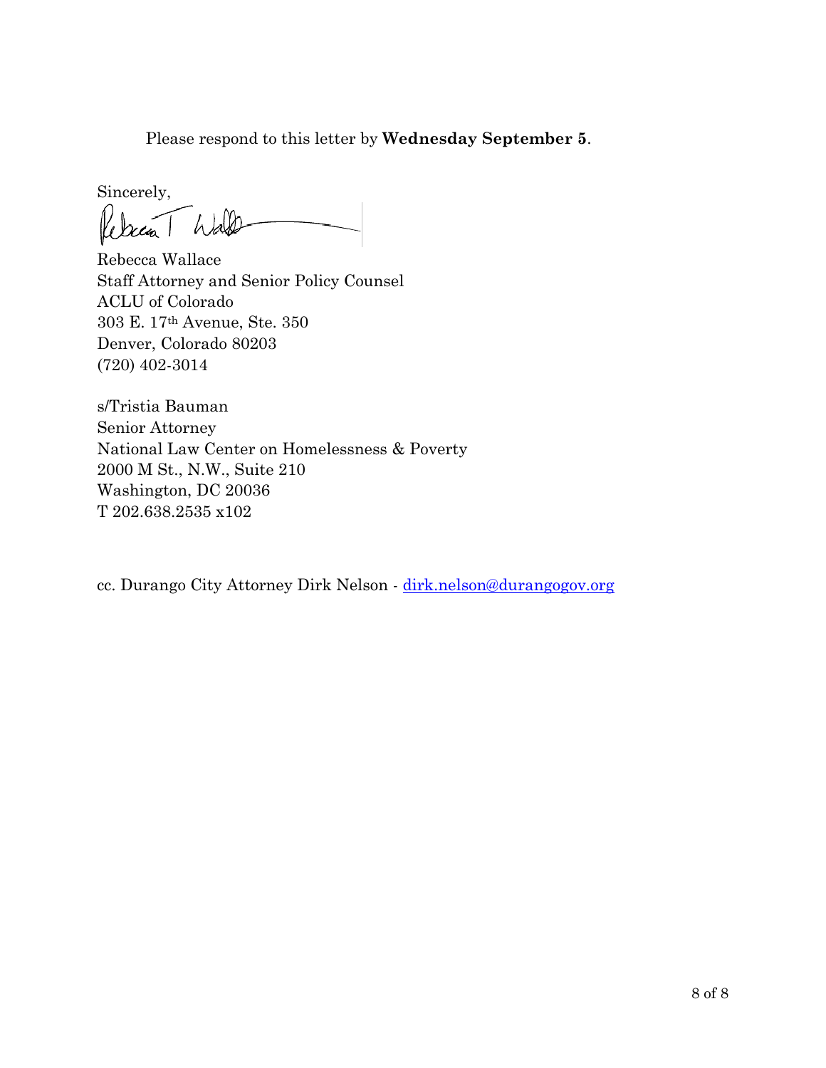Please respond to this letter by **Wednesday September 5**.

Sincerely,

Rebecca Wallace
Staff Attorney and Senior Policy Counsel
ACLU of Colorado
303 E. 17th Avenue, Ste. 350
Denver, Colorado 80203
(720) 402-3014

s/Tristia Bauman
Senior Attorney
National Law Center on Homelessness & Poverty
2000 M St., N.W., Suite 210
Washington, DC 20036
T 202.638.2535 x102

cc. Durango City Attorney Dirk Nelson - dirk.nelson@durangogov.org